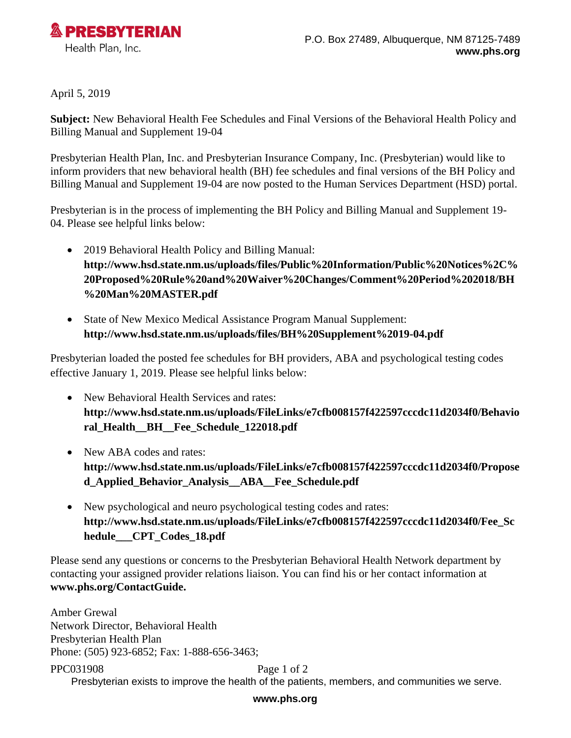**PRESBYTERIAN**
Health Plan, Inc.

P.O. Box 27489, Albuquerque, NM 87125-7489
**www.phs.org**

April 5, 2019

**Subject:** New Behavioral Health Fee Schedules and Final Versions of the Behavioral Health Policy and Billing Manual and Supplement 19-04

Presbyterian Health Plan, Inc. and Presbyterian Insurance Company, Inc. (Presbyterian) would like to inform providers that new behavioral health (BH) fee schedules and final versions of the BH Policy and Billing Manual and Supplement 19-04 are now posted to the Human Services Department (HSD) portal.

Presbyterian is in the process of implementing the BH Policy and Billing Manual and Supplement 19-04. Please see helpful links below:

- 2019 Behavioral Health Policy and Billing Manual: **http://www.hsd.state.nm.us/uploads/files/Public%20Information/Public%20Notices%2C%20Proposed%20Rule%20and%20Waiver%20Changes/Comment%20Period%202018/BH%20Man%20MASTER.pdf**
- State of New Mexico Medical Assistance Program Manual Supplement: **http://www.hsd.state.nm.us/uploads/files/BH%20Supplement%2019-04.pdf**

Presbyterian loaded the posted fee schedules for BH providers, ABA and psychological testing codes effective January 1, 2019. Please see helpful links below:

- New Behavioral Health Services and rates: **http://www.hsd.state.nm.us/uploads/FileLinks/e7cfb008157f422597cccdc11d2034f0/Behavioral_Health__BH__Fee_Schedule_122018.pdf**
- New ABA codes and rates: **http://www.hsd.state.nm.us/uploads/FileLinks/e7cfb008157f422597cccdc11d2034f0/Proposed_Applied_Behavior_Analysis__ABA__Fee_Schedule.pdf**
- New psychological and neuro psychological testing codes and rates: **http://www.hsd.state.nm.us/uploads/FileLinks/e7cfb008157f422597cccdc11d2034f0/Fee_Schedule___CPT_Codes_18.pdf**

Please send any questions or concerns to the Presbyterian Behavioral Health Network department by contacting your assigned provider relations liaison. You can find his or her contact information at **www.phs.org/ContactGuide.**

Amber Grewal
Network Director, Behavioral Health
Presbyterian Health Plan
Phone: (505) 923-6852; Fax: 1-888-656-3463;

PPC031908

Presbyterian exists to improve the health of the patients, members, and communities we serve.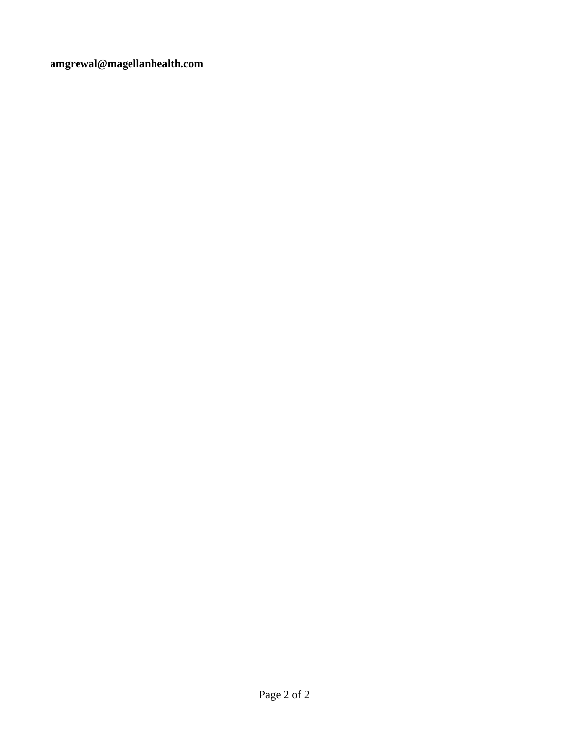**amgrewal@magellanhealth.com**